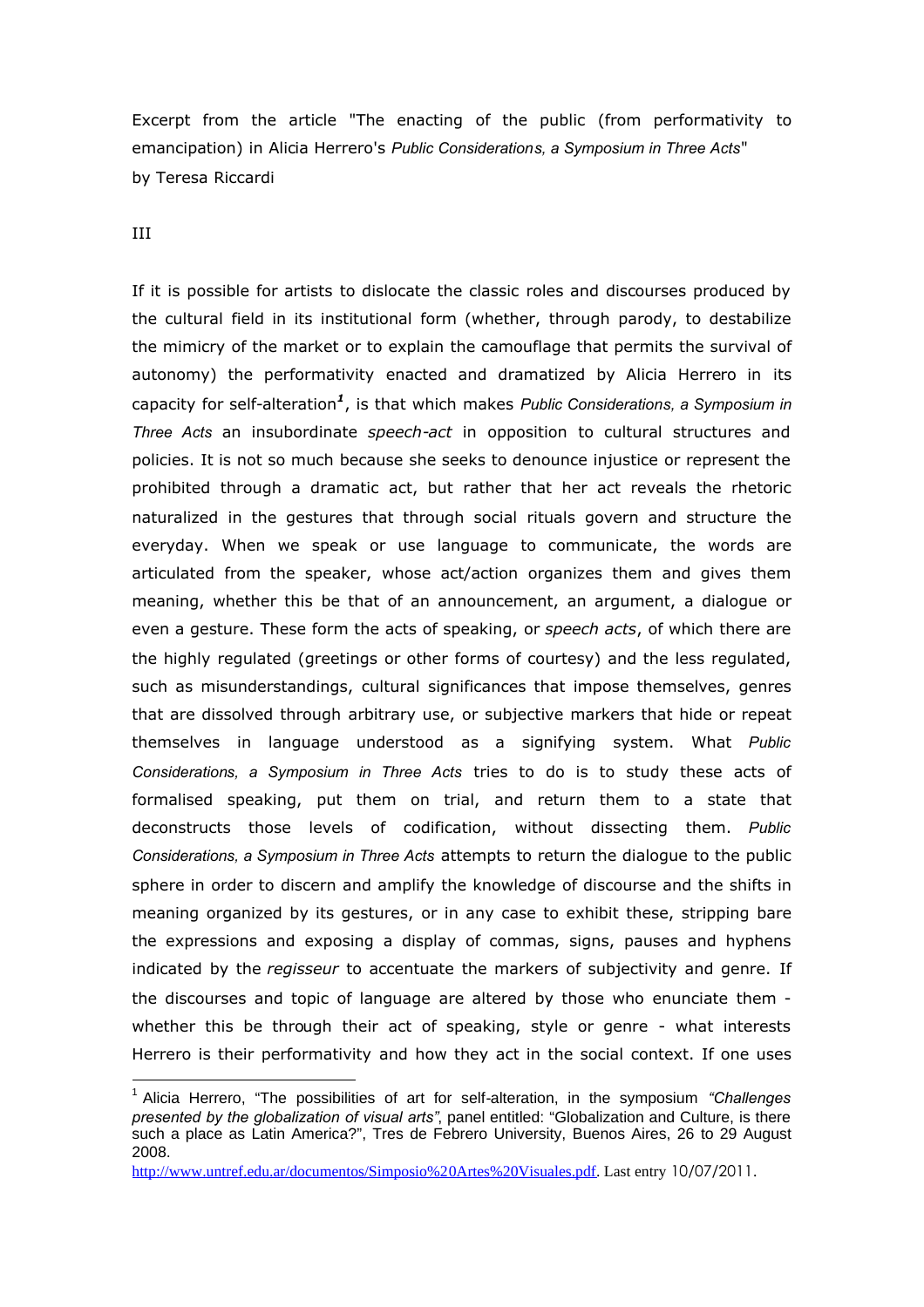Excerpt from the article "The enacting of the public (from performativity to emancipation) in Alicia Herrero's *Public Considerations, a Symposium in Three Acts*"
by Teresa Riccardi

III

If it is possible for artists to dislocate the classic roles and discourses produced by the cultural field in its institutional form (whether, through parody, to destabilize the mimicry of the market or to explain the camouflage that permits the survival of autonomy) the performativity enacted and dramatized by Alicia Herrero in its capacity for self-alteration[1], is that which makes *Public Considerations, a Symposium in Three Acts* an insubordinate *speech-act* in opposition to cultural structures and policies. It is not so much because she seeks to denounce injustice or represent the prohibited through a dramatic act, but rather that her act reveals the rhetoric naturalized in the gestures that through social rituals govern and structure the everyday. When we speak or use language to communicate, the words are articulated from the speaker, whose act/action organizes them and gives them meaning, whether this be that of an announcement, an argument, a dialogue or even a gesture. These form the acts of speaking, or *speech acts*, of which there are the highly regulated (greetings or other forms of courtesy) and the less regulated, such as misunderstandings, cultural significances that impose themselves, genres that are dissolved through arbitrary use, or subjective markers that hide or repeat themselves in language understood as a signifying system. What *Public Considerations, a Symposium in Three Acts* tries to do is to study these acts of formalised speaking, put them on trial, and return them to a state that deconstructs those levels of codification, without dissecting them. *Public Considerations, a Symposium in Three Acts* attempts to return the dialogue to the public sphere in order to discern and amplify the knowledge of discourse and the shifts in meaning organized by its gestures, or in any case to exhibit these, stripping bare the expressions and exposing a display of commas, signs, pauses and hyphens indicated by the *regisseur* to accentuate the markers of subjectivity and genre. If the discourses and topic of language are altered by those who enunciate them - whether this be through their act of speaking, style or genre - what interests Herrero is their performativity and how they act in the social context. If one uses

---

[1] Alicia Herrero, "The possibilities of art for self-alteration, in the symposium *"Challenges presented by the globalization of visual arts"*, panel entitled: "Globalization and Culture, is there such a place as Latin America?", Tres de Febrero University, Buenos Aires, 26 to 29 August 2008.
http://www.untref.edu.ar/documentos/Simposio%20Artes%20Visuales.pdf. Last entry 10/07/2011.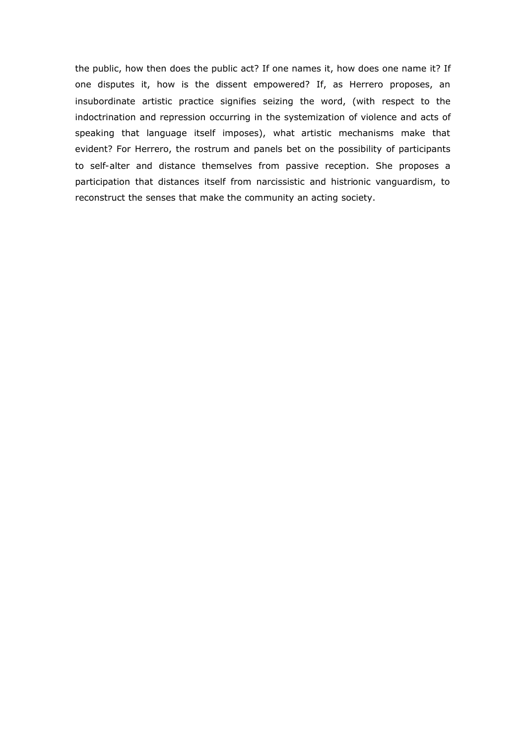the public, how then does the public act? If one names it, how does one name it? If one disputes it, how is the dissent empowered? If, as Herrero proposes, an insubordinate artistic practice signifies seizing the word, (with respect to the indoctrination and repression occurring in the systemization of violence and acts of speaking that language itself imposes), what artistic mechanisms make that evident? For Herrero, the rostrum and panels bet on the possibility of participants to self-alter and distance themselves from passive reception. She proposes a participation that distances itself from narcissistic and histrionic vanguardism, to reconstruct the senses that make the community an acting society.